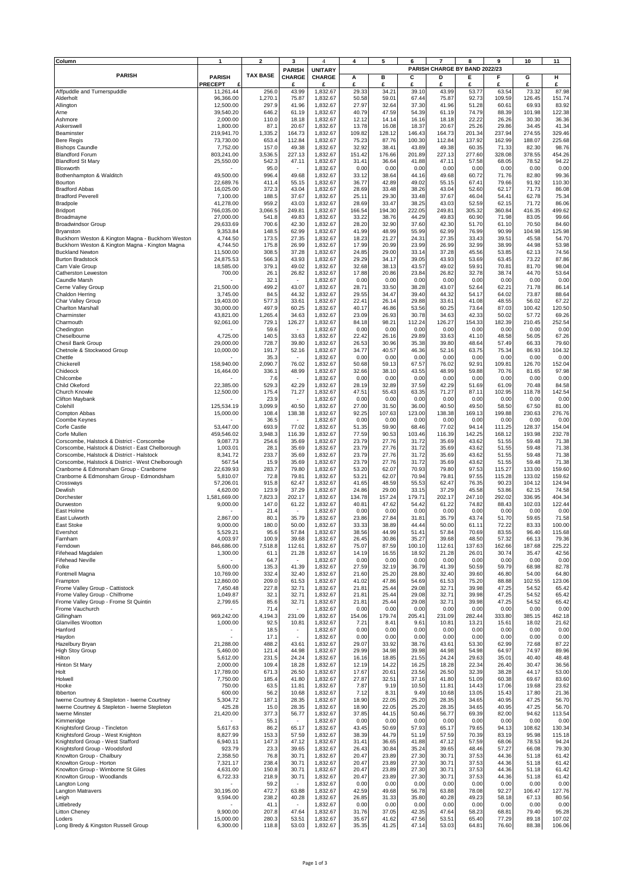| Column | 1 | 2 | 3 | 4 | 4 | 5 | 6 | 7 | 8 | 9 | 10 | 11 |
|---|---|---|---|---|---|---|---|---|---|---|---|---|
| PARISH | PARISH PRECEPT £ | TAX BASE | PARISH CHARGE £ | UNITARY CHARGE £ | PARISH CHARGE BY BAND 2022/23 A £ | B £ | C £ | D £ | E £ | F £ | G £ | H £ |
| Affpuddle and Turnerspuddle | 11,261.44 | 256.0 | 43.99 | 1,832.67 | 29.33 | 34.21 | 39.10 | 43.99 | 53.77 | 63.54 | 73.32 | 87.98 |
| Alderholt | 96,366.00 | 1,270.1 | 75.87 | 1,832.67 | 50.58 | 59.01 | 67.44 | 75.87 | 92.73 | 109.59 | 126.45 | 151.74 |
| Allington | 12,500.00 | 297.9 | 41.96 | 1,832.67 | 27.97 | 32.64 | 37.30 | 41.96 | 51.28 | 60.61 | 69.93 | 83.92 |
| Arne | 39,540.20 | 646.2 | 61.19 | 1,832.67 | 40.79 | 47.59 | 54.39 | 61.19 | 74.79 | 88.39 | 101.98 | 122.38 |
| Ashmore | 2,000.00 | 110.0 | 18.18 | 1,832.67 | 12.12 | 14.14 | 16.16 | 18.18 | 22.22 | 26.26 | 30.30 | 36.36 |
| Askerswell | 1,800.00 | 87.1 | 20.67 | 1,832.67 | 13.78 | 16.08 | 18.37 | 20.67 | 25.26 | 29.86 | 34.45 | 41.34 |
| Beaminster | 219,941.70 | 1,335.2 | 164.73 | 1,832.67 | 109.82 | 128.12 | 146.43 | 164.73 | 201.34 | 237.94 | 274.55 | 329.46 |
| Bere Regis | 73,730.00 | 653.4 | 112.84 | 1,832.67 | 75.23 | 87.76 | 100.30 | 112.84 | 137.92 | 162.99 | 188.07 | 225.68 |
| Bishops Caundle | 7,752.00 | 157.0 | 49.38 | 1,832.67 | 32.92 | 38.41 | 43.89 | 49.38 | 60.35 | 71.33 | 82.30 | 98.76 |
| Blandford Forum | 803,241.00 | 3,536.5 | 227.13 | 1,832.67 | 151.42 | 176.66 | 201.89 | 227.13 | 277.60 | 328.08 | 378.55 | 454.26 |
| Blandford St Mary | 25,550.00 | 542.3 | 47.11 | 1,832.67 | 31.41 | 36.64 | 41.88 | 47.11 | 57.58 | 68.05 | 78.52 | 94.22 |
| Bloxworth | - | 95.0 | - | 1,832.67 | 0.00 | 0.00 | 0.00 | 0.00 | 0.00 | 0.00 | 0.00 | 0.00 |
| Bothenhampton & Walditch | 49,500.00 | 996.4 | 49.68 | 1,832.67 | 33.12 | 38.64 | 44.16 | 49.68 | 60.72 | 71.76 | 82.80 | 99.36 |
| Bourton | 22,689.76 | 411.4 | 55.15 | 1,832.67 | 36.77 | 42.89 | 49.02 | 55.15 | 67.41 | 79.66 | 91.92 | 110.30 |
| Bradford Abbas | 16,025.00 | 372.3 | 43.04 | 1,832.67 | 28.69 | 33.48 | 38.26 | 43.04 | 52.60 | 62.17 | 71.73 | 86.08 |
| Bradford Peverell | 7,100.00 | 188.5 | 37.67 | 1,832.67 | 25.11 | 29.30 | 33.48 | 37.67 | 46.04 | 54.41 | 62.78 | 75.34 |
| Bradpole | 41,278.00 | 959.2 | 43.03 | 1,832.67 | 28.69 | 33.47 | 38.25 | 43.03 | 52.59 | 62.15 | 71.72 | 86.06 |
| Bridport | 766,035.00 | 3,066.5 | 249.81 | 1,832.67 | 166.54 | 194.30 | 222.05 | 249.81 | 305.32 | 360.84 | 416.35 | 499.62 |
| Broadmayne | 27,000.00 | 541.8 | 49.83 | 1,832.67 | 33.22 | 38.76 | 44.29 | 49.83 | 60.90 | 71.98 | 83.05 | 99.66 |
| Broadwindsor Group | 29,633.69 | 700.6 | 42.30 | 1,832.67 | 28.20 | 32.90 | 37.60 | 42.30 | 51.70 | 61.10 | 70.50 | 84.60 |
| Bryanston | 9,353.84 | 148.5 | 62.99 | 1,832.67 | 41.99 | 48.99 | 55.99 | 62.99 | 76.99 | 90.99 | 104.98 | 125.98 |
| Buckhorn Weston & Kington Magna - Buckhorn Weston | 4,744.50 | 173.5 | 27.35 | 1,832.67 | 18.23 | 21.27 | 24.31 | 27.35 | 33.43 | 39.51 | 45.58 | 54.70 |
| Buckhorn Weston & Kington Magna - Kington Magna | 4,744.50 | 175.8 | 26.99 | 1,832.67 | 17.99 | 20.99 | 23.99 | 26.99 | 32.99 | 38.99 | 44.98 | 53.98 |
| Buckland Newton | 11,500.00 | 308.5 | 37.28 | 1,832.67 | 24.85 | 29.00 | 33.14 | 37.28 | 45.56 | 53.85 | 62.13 | 74.56 |
| Burton Bradstock | 24,875.53 | 566.3 | 43.93 | 1,832.67 | 29.29 | 34.17 | 39.05 | 43.93 | 53.69 | 63.45 | 73.22 | 87.86 |
| Cam Vale Group | 18,585.00 | 379.1 | 49.02 | 1,832.67 | 32.68 | 38.13 | 43.57 | 49.02 | 59.91 | 70.81 | 81.70 | 98.04 |
| Catherston Leweston | 700.00 | 26.1 | 26.82 | 1,832.67 | 17.88 | 20.86 | 23.84 | 26.82 | 32.78 | 38.74 | 44.70 | 53.64 |
| Caundle Marsh | - | 32.1 | - | 1,832.67 | 0.00 | 0.00 | 0.00 | 0.00 | 0.00 | 0.00 | 0.00 | 0.00 |
| Cerne Valley Group | 21,500.00 | 499.2 | 43.07 | 1,832.67 | 28.71 | 33.50 | 38.28 | 43.07 | 52.64 | 62.21 | 71.78 | 86.14 |
| Chaldon Herring | 3,745.00 | 84.5 | 44.32 | 1,832.67 | 29.55 | 34.47 | 39.40 | 44.32 | 54.17 | 64.02 | 73.87 | 88.64 |
| Char Valley Group | 19,403.00 | 577.3 | 33.61 | 1,832.67 | 22.41 | 26.14 | 29.88 | 33.61 | 41.08 | 48.55 | 56.02 | 67.22 |
| Charlton Marshall | 30,000.00 | 497.9 | 60.25 | 1,832.67 | 40.17 | 46.86 | 53.56 | 60.25 | 73.64 | 87.03 | 100.42 | 120.50 |
| Charminster | 43,821.00 | 1,265.4 | 34.63 | 1,832.67 | 23.09 | 26.93 | 30.78 | 34.63 | 42.33 | 50.02 | 57.72 | 69.26 |
| Charmouth | 92,061.00 | 729.1 | 126.27 | 1,832.67 | 84.18 | 98.21 | 112.24 | 126.27 | 154.33 | 182.39 | 210.45 | 252.54 |
| Chedington | - | 59.6 | - | 1,832.67 | 0.00 | 0.00 | 0.00 | 0.00 | 0.00 | 0.00 | 0.00 | 0.00 |
| Cheselbourne | 4,725.00 | 140.5 | 33.63 | 1,832.67 | 22.42 | 26.16 | 29.89 | 33.63 | 41.10 | 48.58 | 56.05 | 67.26 |
| Chesil Bank Group | 29,000.00 | 728.7 | 39.80 | 1,832.67 | 26.53 | 30.96 | 35.38 | 39.80 | 48.64 | 57.49 | 66.33 | 79.60 |
| Chetnole & Stockwood Group | 10,000.00 | 191.7 | 52.16 | 1,832.67 | 34.77 | 40.57 | 46.36 | 52.16 | 63.75 | 75.34 | 86.93 | 104.32 |
| Chettle | - | 35.3 | - | 1,832.67 | 0.00 | 0.00 | 0.00 | 0.00 | 0.00 | 0.00 | 0.00 | 0.00 |
| Chickerell | 158,940.00 | 2,090.7 | 76.02 | 1,832.67 | 50.68 | 59.13 | 67.57 | 76.02 | 92.91 | 109.81 | 126.70 | 152.04 |
| Chideock | 16,464.00 | 336.1 | 48.99 | 1,832.67 | 32.66 | 38.10 | 43.55 | 48.99 | 59.88 | 70.76 | 81.65 | 97.98 |
| Chilcombe | - | 7.6 | - | 1,832.67 | 0.00 | 0.00 | 0.00 | 0.00 | 0.00 | 0.00 | 0.00 | 0.00 |
| Child Okeford | 22,385.00 | 529.3 | 42.29 | 1,832.67 | 28.19 | 32.89 | 37.59 | 42.29 | 51.69 | 61.09 | 70.48 | 84.58 |
| Church Knowle | 12,500.00 | 175.4 | 71.27 | 1,832.67 | 47.51 | 55.43 | 63.35 | 71.27 | 87.11 | 102.95 | 118.78 | 142.54 |
| Clifton Maybank | - | 23.9 | - | 1,832.67 | 0.00 | 0.00 | 0.00 | 0.00 | 0.00 | 0.00 | 0.00 | 0.00 |
| Colehill | 125,534.19 | 3,099.9 | 40.50 | 1,832.67 | 27.00 | 31.50 | 36.00 | 40.50 | 49.50 | 58.50 | 67.50 | 81.00 |
| Compton Abbas | 15,000.00 | 108.4 | 138.38 | 1,832.67 | 92.25 | 107.63 | 123.00 | 138.38 | 169.13 | 199.88 | 230.63 | 276.76 |
| Coombe Keynes | - | 36.5 | - | 1,832.67 | 0.00 | 0.00 | 0.00 | 0.00 | 0.00 | 0.00 | 0.00 | 0.00 |
| Corfe Castle | 53,447.00 | 693.9 | 77.02 | 1,832.67 | 51.35 | 59.90 | 68.46 | 77.02 | 94.14 | 111.25 | 128.37 | 154.04 |
| Corfe Mullen | 459,546.02 | 3,948.3 | 116.39 | 1,832.67 | 77.59 | 90.53 | 103.46 | 116.39 | 142.25 | 168.12 | 193.98 | 232.78 |
| Corscombe, Halstock & District - Corscombe | 9,087.73 | 254.6 | 35.69 | 1,832.67 | 23.79 | 27.76 | 31.72 | 35.69 | 43.62 | 51.55 | 59.48 | 71.38 |
| Corscombe, Halstock & District - East Chelborough | 1,003.01 | 28.1 | 35.69 | 1,832.67 | 23.79 | 27.76 | 31.72 | 35.69 | 43.62 | 51.55 | 59.48 | 71.38 |
| Corscombe, Halstock & District - Halstock | 8,341.72 | 233.7 | 35.69 | 1,832.67 | 23.79 | 27.76 | 31.72 | 35.69 | 43.62 | 51.55 | 59.48 | 71.38 |
| Corscombe, Halstock & District - West Chelborough | 567.54 | 15.9 | 35.69 | 1,832.67 | 23.79 | 27.76 | 31.72 | 35.69 | 43.62 | 51.55 | 59.48 | 71.38 |
| Cranborne & Edmonsham Group - Cranborne | 22,639.93 | 283.7 | 79.80 | 1,832.67 | 53.20 | 62.07 | 70.93 | 79.80 | 97.53 | 115.27 | 133.00 | 159.60 |
| Cranborne & Edmonsham Group - Edmondsham | 5,810.07 | 72.8 | 79.81 | 1,832.67 | 53.21 | 62.07 | 70.94 | 79.81 | 97.55 | 115.28 | 133.02 | 159.62 |
| Crossways | 57,206.01 | 915.8 | 62.47 | 1,832.67 | 41.65 | 48.59 | 55.53 | 62.47 | 76.35 | 90.23 | 104.12 | 124.94 |
| Dewlish | 4,620.00 | 123.9 | 37.29 | 1,832.67 | 24.86 | 29.00 | 33.15 | 37.29 | 45.58 | 53.86 | 62.15 | 74.58 |
| Dorchester | 1,581,669.00 | 7,823.3 | 202.17 | 1,832.67 | 134.78 | 157.24 | 179.71 | 202.17 | 247.10 | 292.02 | 336.95 | 404.34 |
| Durweston | 9,000.00 | 147.0 | 61.22 | 1,832.67 | 40.81 | 47.62 | 54.42 | 61.22 | 74.82 | 88.43 | 102.03 | 122.44 |
| East Holme | - | 21.4 | - | 1,832.67 | 0.00 | 0.00 | 0.00 | 0.00 | 0.00 | 0.00 | 0.00 | 0.00 |
| East Lulworth | 2,867.00 | 80.1 | 35.79 | 1,832.67 | 23.86 | 27.84 | 31.81 | 35.79 | 43.74 | 51.70 | 59.65 | 71.58 |
| East Stoke | 9,000.00 | 180.0 | 50.00 | 1,832.67 | 33.33 | 38.89 | 44.44 | 50.00 | 61.11 | 72.22 | 83.33 | 100.00 |
| Evershot | 5,529.21 | 95.6 | 57.84 | 1,832.67 | 38.56 | 44.99 | 51.41 | 57.84 | 70.69 | 83.55 | 96.40 | 115.68 |
| Farnham | 4,003.97 | 100.9 | 39.68 | 1,832.67 | 26.45 | 30.86 | 35.27 | 39.68 | 48.50 | 57.32 | 66.13 | 79.36 |
| Ferndown | 846,686.00 | 7,518.8 | 112.61 | 1,832.67 | 75.07 | 87.59 | 100.10 | 112.61 | 137.63 | 162.66 | 187.68 | 225.22 |
| Fifehead Magdalen | 1,300.00 | 61.1 | 21.28 | 1,832.67 | 14.19 | 16.55 | 18.92 | 21.28 | 26.01 | 30.74 | 35.47 | 42.56 |
| Fifehead Neville | - | 64.7 | - | 1,832.67 | 0.00 | 0.00 | 0.00 | 0.00 | 0.00 | 0.00 | 0.00 | 0.00 |
| Folke | 5,600.00 | 135.3 | 41.39 | 1,832.67 | 27.59 | 32.19 | 36.79 | 41.39 | 50.59 | 59.79 | 68.98 | 82.78 |
| Fontmell Magna | 10,769.00 | 332.4 | 32.40 | 1,832.67 | 21.60 | 25.20 | 28.80 | 32.40 | 39.60 | 46.80 | 54.00 | 64.80 |
| Frampton | 12,860.00 | 209.0 | 61.53 | 1,832.67 | 41.02 | 47.86 | 54.69 | 61.53 | 75.20 | 88.88 | 102.55 | 123.06 |
| Frome Valley Group - Cattistock | 7,450.48 | 227.8 | 32.71 | 1,832.67 | 21.81 | 25.44 | 29.08 | 32.71 | 39.98 | 47.25 | 54.52 | 65.42 |
| Frome Valley Group - Chilfrome | 1,049.87 | 32.1 | 32.71 | 1,832.67 | 21.81 | 25.44 | 29.08 | 32.71 | 39.98 | 47.25 | 54.52 | 65.42 |
| Frome Valley Group - Frome St Quintin | 2,799.65 | 85.6 | 32.71 | 1,832.67 | 21.81 | 25.44 | 29.08 | 32.71 | 39.98 | 47.25 | 54.52 | 65.42 |
| Frome Vauchurch | - | 71.4 | - | 1,832.67 | 0.00 | 0.00 | 0.00 | 0.00 | 0.00 | 0.00 | 0.00 | 0.00 |
| Gillingham | 969,242.00 | 4,194.3 | 231.09 | 1,832.67 | 154.06 | 179.74 | 205.41 | 231.09 | 282.44 | 333.80 | 385.15 | 462.18 |
| Glanvilles Wootton | 1,000.00 | 92.5 | 10.81 | 1,832.67 | 7.21 | 8.41 | 9.61 | 10.81 | 13.21 | 15.61 | 18.02 | 21.62 |
| Hanford | - | 18.5 | - | 1,832.67 | 0.00 | 0.00 | 0.00 | 0.00 | 0.00 | 0.00 | 0.00 | 0.00 |
| Haydon | - | 17.1 | - | 1,832.67 | 0.00 | 0.00 | 0.00 | 0.00 | 0.00 | 0.00 | 0.00 | 0.00 |
| Hazelbury Bryan | 21,288.00 | 488.2 | 43.61 | 1,832.67 | 29.07 | 33.92 | 38.76 | 43.61 | 53.30 | 62.99 | 72.68 | 87.22 |
| High Stoy Group | 5,460.00 | 121.4 | 44.98 | 1,832.67 | 29.99 | 34.98 | 39.98 | 44.98 | 54.98 | 64.97 | 74.97 | 89.96 |
| Hilton | 5,612.00 | 231.5 | 24.24 | 1,832.67 | 16.16 | 18.85 | 21.55 | 24.24 | 29.63 | 35.01 | 40.40 | 48.48 |
| Hinton St Mary | 2,000.00 | 109.4 | 18.28 | 1,832.67 | 12.19 | 14.22 | 16.25 | 18.28 | 22.34 | 26.40 | 30.47 | 36.56 |
| Holt | 17,789.00 | 671.3 | 26.50 | 1,832.67 | 17.67 | 20.61 | 23.56 | 26.50 | 32.39 | 38.28 | 44.17 | 53.00 |
| Holwell | 7,750.00 | 185.4 | 41.80 | 1,832.67 | 27.87 | 32.51 | 37.16 | 41.80 | 51.09 | 60.38 | 69.67 | 83.60 |
| Hooke | 750.00 | 63.5 | 11.81 | 1,832.67 | 7.87 | 9.19 | 10.50 | 11.81 | 14.43 | 17.06 | 19.68 | 23.62 |
| Ibberton | 600.00 | 56.2 | 10.68 | 1,832.67 | 7.12 | 8.31 | 9.49 | 10.68 | 13.05 | 15.43 | 17.80 | 21.36 |
| Iwerne Courtney & Stepleton - Iwerne Courtney | 5,304.72 | 187.1 | 28.35 | 1,832.67 | 18.90 | 22.05 | 25.20 | 28.35 | 34.65 | 40.95 | 47.25 | 56.70 |
| Iwerne Courtney & Stepleton - Iwerne Stepleton | 425.28 | 15.0 | 28.35 | 1,832.67 | 18.90 | 22.05 | 25.20 | 28.35 | 34.65 | 40.95 | 47.25 | 56.70 |
| Iwerne Minster | 21,420.00 | 377.3 | 56.77 | 1,832.67 | 37.85 | 44.15 | 50.46 | 56.77 | 69.39 | 82.00 | 94.62 | 113.54 |
| Kimmeridge | - | 55.1 | - | 1,832.67 | 0.00 | 0.00 | 0.00 | 0.00 | 0.00 | 0.00 | 0.00 | 0.00 |
| Knightsford Group - Tincleton | 5,617.63 | 86.2 | 65.17 | 1,832.67 | 43.45 | 50.69 | 57.93 | 65.17 | 79.65 | 94.13 | 108.62 | 130.34 |
| Knightsford Group - West Knighton | 8,827.99 | 153.3 | 57.59 | 1,832.67 | 38.39 | 44.79 | 51.19 | 57.59 | 70.39 | 83.19 | 95.98 | 115.18 |
| Knightsford Group - West Stafford | 6,940.11 | 147.3 | 47.12 | 1,832.67 | 31.41 | 36.65 | 41.88 | 47.12 | 57.59 | 68.06 | 78.53 | 94.24 |
| Knightsford Group - Woodsford | 923.79 | 23.3 | 39.65 | 1,832.67 | 26.43 | 30.84 | 35.24 | 39.65 | 48.46 | 57.27 | 66.08 | 79.30 |
| Knowlton Group - Chalbury | 2,358.50 | 76.8 | 30.71 | 1,832.67 | 20.47 | 23.89 | 27.30 | 30.71 | 37.53 | 44.36 | 51.18 | 61.42 |
| Knowlton Group - Horton | 7,321.17 | 238.4 | 30.71 | 1,832.67 | 20.47 | 23.89 | 27.30 | 30.71 | 37.53 | 44.36 | 51.18 | 61.42 |
| Knowlton Group - Wimborne St Giles | 4,631.00 | 150.8 | 30.71 | 1,832.67 | 20.47 | 23.89 | 27.30 | 30.71 | 37.53 | 44.36 | 51.18 | 61.42 |
| Knowlton Group - Woodlands | 6,722.33 | 218.9 | 30.71 | 1,832.67 | 20.47 | 23.89 | 27.30 | 30.71 | 37.53 | 44.36 | 51.18 | 61.42 |
| Langton Long | - | 59.2 | - | 1,832.67 | 0.00 | 0.00 | 0.00 | 0.00 | 0.00 | 0.00 | 0.00 | 0.00 |
| Langton Matravers | 30,195.00 | 472.7 | 63.88 | 1,832.67 | 42.59 | 49.68 | 56.78 | 63.88 | 78.08 | 92.27 | 106.47 | 127.76 |
| Leigh | 9,594.00 | 238.2 | 40.28 | 1,832.67 | 26.85 | 31.33 | 35.80 | 40.28 | 49.23 | 58.18 | 67.13 | 80.56 |
| Littlebredy | - | 41.1 | - | 1,832.67 | 0.00 | 0.00 | 0.00 | 0.00 | 0.00 | 0.00 | 0.00 | 0.00 |
| Litton Cheney | 9,900.00 | 207.8 | 47.64 | 1,832.67 | 31.76 | 37.05 | 42.35 | 47.64 | 58.23 | 68.81 | 79.40 | 95.28 |
| Loders | 15,000.00 | 280.3 | 53.51 | 1,832.67 | 35.67 | 41.62 | 47.56 | 53.51 | 65.40 | 77.29 | 89.18 | 107.02 |
| Long Bredy & Kingston Russell Group | 6,300.00 | 118.8 | 53.03 | 1,832.67 | 35.35 | 41.25 | 47.14 | 53.03 | 64.81 | 76.60 | 88.38 | 106.06 |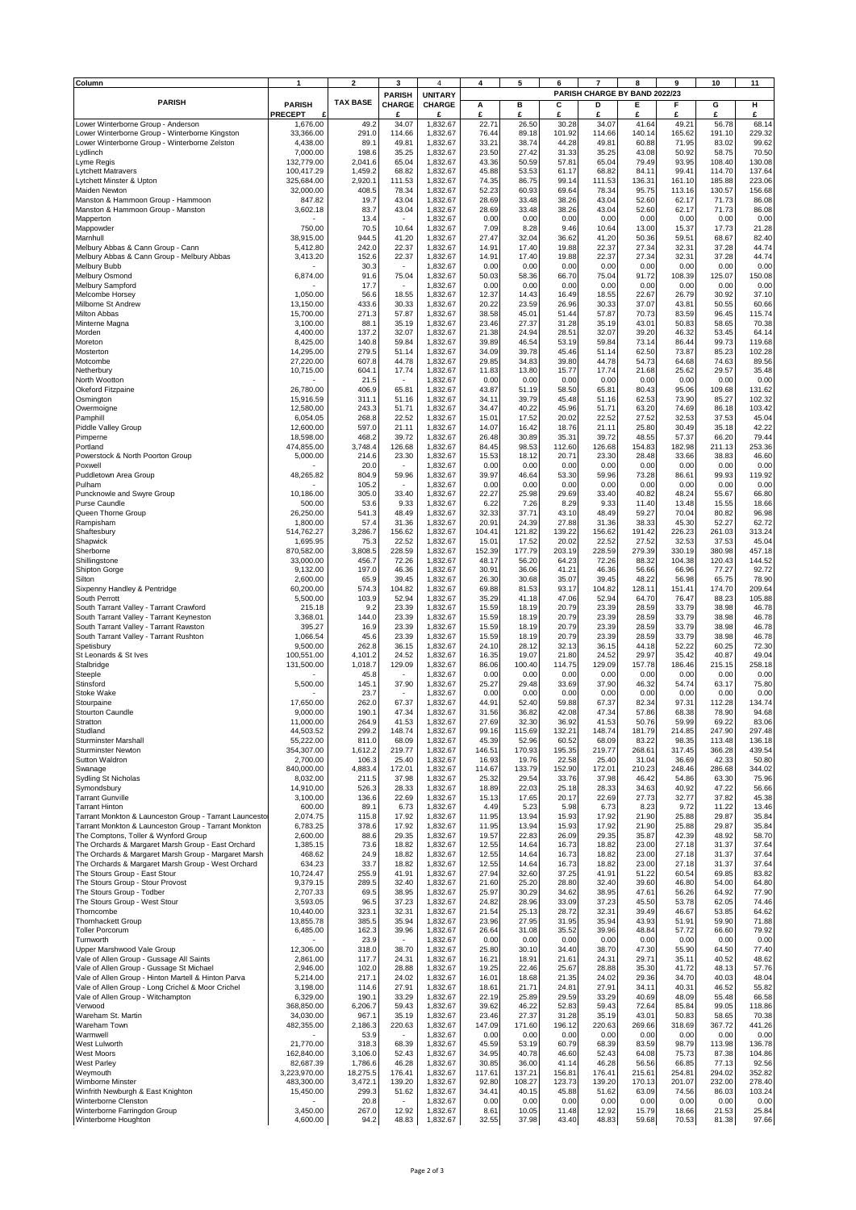| Column | 1 | 2 | 3 | 4 | 4 | 5 | 6 | 7 | 8 | 9 | 10 | 11 |
|---|---|---|---|---|---|---|---|---|---|---|---|---|
| PARISH | PARISH PRECEPT £ | TAX BASE | PARISH CHARGE £ | UNITARY CHARGE £ | PARISH CHARGE BY BAND 2022/23 | | | | | | | |
| | | | | | A £ | B £ | C £ | D £ | E £ | F £ | G £ | H £ |
| Lower Winterborne Group - Anderson | 1,676.00 | 49.2 | 34.07 | 1,832.67 | 22.71 | 26.50 | 30.28 | 34.07 | 41.64 | 49.21 | 56.78 | 68.14 |
| Lower Winterborne Group - Winterborne Kingston | 33,366.00 | 291.0 | 114.66 | 1,832.67 | 76.44 | 89.18 | 101.92 | 114.66 | 140.14 | 165.62 | 191.10 | 229.32 |
| Lower Winterborne Group - Winterborne Zelston | 4,438.00 | 89.1 | 49.81 | 1,832.67 | 33.21 | 38.74 | 44.28 | 49.81 | 60.88 | 71.95 | 83.02 | 99.62 |
| Lydlinch | 7,000.00 | 198.6 | 35.25 | 1,832.67 | 23.50 | 27.42 | 31.33 | 35.25 | 43.08 | 50.92 | 58.75 | 70.50 |
| Lyme Regis | 132,779.00 | 2,041.6 | 65.04 | 1,832.67 | 43.36 | 50.59 | 57.81 | 65.04 | 79.49 | 93.95 | 108.40 | 130.08 |
| Lytchett Matravers | 100,417.29 | 1,459.2 | 68.82 | 1,832.67 | 45.88 | 53.53 | 61.17 | 68.82 | 84.11 | 99.41 | 114.70 | 137.64 |
| Lytchett Minster & Upton | 325,684.00 | 2,920.1 | 111.53 | 1,832.67 | 74.35 | 86.75 | 99.14 | 111.53 | 136.31 | 161.10 | 185.88 | 223.06 |
| Maiden Newton | 32,000.00 | 408.5 | 78.34 | 1,832.67 | 52.23 | 60.93 | 69.64 | 78.34 | 95.75 | 113.16 | 130.57 | 156.68 |
| Manston & Hammoon Group - Hammoon | 847.82 | 19.7 | 43.04 | 1,832.67 | 28.69 | 33.48 | 38.26 | 43.04 | 52.60 | 62.17 | 71.73 | 86.08 |
| Manston & Hammoon Group - Manston | 3,602.18 | 83.7 | 43.04 | 1,832.67 | 28.69 | 33.48 | 38.26 | 43.04 | 52.60 | 62.17 | 71.73 | 86.08 |
| Mapperton | - | 13.4 | - | 1,832.67 | 0.00 | 0.00 | 0.00 | 0.00 | 0.00 | 0.00 | 0.00 | 0.00 |
| Mappowder | 750.00 | 70.5 | 10.64 | 1,832.67 | 7.09 | 8.28 | 9.46 | 10.64 | 13.00 | 15.37 | 17.73 | 21.28 |
| Marnhull | 38,915.00 | 944.5 | 41.20 | 1,832.67 | 27.47 | 32.04 | 36.62 | 41.20 | 50.36 | 59.51 | 68.67 | 82.40 |
| Melbury Abbas & Cann Group - Cann | 5,412.80 | 242.0 | 22.37 | 1,832.67 | 14.91 | 17.40 | 19.88 | 22.37 | 27.34 | 32.31 | 37.28 | 44.74 |
| Melbury Abbas & Cann Group - Melbury Abbas | 3,413.20 | 152.6 | 22.37 | 1,832.67 | 14.91 | 17.40 | 19.88 | 22.37 | 27.34 | 32.31 | 37.28 | 44.74 |
| Melbury Bubb | - | 30.3 | - | 1,832.67 | 0.00 | 0.00 | 0.00 | 0.00 | 0.00 | 0.00 | 0.00 | 0.00 |
| Melbury Osmond | 6,874.00 | 91.6 | 75.04 | 1,832.67 | 50.03 | 58.36 | 66.70 | 75.04 | 91.72 | 108.39 | 125.07 | 150.08 |
| Melbury Sampford | - | 17.7 | - | 1,832.67 | 0.00 | 0.00 | 0.00 | 0.00 | 0.00 | 0.00 | 0.00 | 0.00 |
| Melcombe Horsey | 1,050.00 | 56.6 | 18.55 | 1,832.67 | 12.37 | 14.43 | 16.49 | 18.55 | 22.67 | 26.79 | 30.92 | 37.10 |
| Milborne St Andrew | 13,150.00 | 433.6 | 30.33 | 1,832.67 | 20.22 | 23.59 | 26.96 | 30.33 | 37.07 | 43.81 | 50.55 | 60.66 |
| Milton Abbas | 15,700.00 | 271.3 | 57.87 | 1,832.67 | 38.58 | 45.01 | 51.44 | 57.87 | 70.73 | 83.59 | 96.45 | 115.74 |
| Minterne Magna | 3,100.00 | 88.1 | 35.19 | 1,832.67 | 23.46 | 27.37 | 31.28 | 35.19 | 43.01 | 50.83 | 58.65 | 70.38 |
| Morden | 4,400.00 | 137.2 | 32.07 | 1,832.67 | 21.38 | 24.94 | 28.51 | 32.07 | 39.20 | 46.32 | 53.45 | 64.14 |
| Moreton | 8,425.00 | 140.8 | 59.84 | 1,832.67 | 39.89 | 46.54 | 53.19 | 59.84 | 73.14 | 86.44 | 99.73 | 119.68 |
| Mosterton | 14,295.00 | 279.5 | 51.14 | 1,832.67 | 34.09 | 39.78 | 45.46 | 51.14 | 62.50 | 73.87 | 85.23 | 102.28 |
| Motcombe | 27,220.00 | 607.8 | 44.78 | 1,832.67 | 29.85 | 34.83 | 39.80 | 44.78 | 54.73 | 64.68 | 74.63 | 89.56 |
| Netherbury | 10,715.00 | 604.1 | 17.74 | 1,832.67 | 11.83 | 13.80 | 15.77 | 17.74 | 21.68 | 25.62 | 29.57 | 35.48 |
| North Wootton | - | 21.5 | - | 1,832.67 | 0.00 | 0.00 | 0.00 | 0.00 | 0.00 | 0.00 | 0.00 | 0.00 |
| Okeford Fitzpaine | 26,780.00 | 406.9 | 65.81 | 1,832.67 | 43.87 | 51.19 | 58.50 | 65.81 | 80.43 | 95.06 | 109.68 | 131.62 |
| Osmington | 15,916.59 | 311.1 | 51.16 | 1,832.67 | 34.11 | 39.79 | 45.48 | 51.16 | 62.53 | 73.90 | 85.27 | 102.32 |
| Owermoigne | 12,580.00 | 243.3 | 51.71 | 1,832.67 | 34.47 | 40.22 | 45.96 | 51.71 | 63.20 | 74.69 | 86.18 | 103.42 |
| Pamphill | 6,054.05 | 268.8 | 22.52 | 1,832.67 | 15.01 | 17.52 | 20.02 | 22.52 | 27.52 | 32.53 | 37.53 | 45.04 |
| Piddle Valley Group | 12,600.00 | 597.0 | 21.11 | 1,832.67 | 14.07 | 16.42 | 18.76 | 21.11 | 25.80 | 30.49 | 35.18 | 42.22 |
| Pimperne | 18,598.00 | 468.2 | 39.72 | 1,832.67 | 26.48 | 30.89 | 35.31 | 39.72 | 48.55 | 57.37 | 66.20 | 79.44 |
| Portland | 474,855.00 | 3,748.4 | 126.68 | 1,832.67 | 84.45 | 98.53 | 112.60 | 126.68 | 154.83 | 182.98 | 211.13 | 253.36 |
| Powerstock & North Poorton Group | 5,000.00 | 214.6 | 23.30 | 1,832.67 | 15.53 | 18.12 | 20.71 | 23.30 | 28.48 | 33.66 | 38.83 | 46.60 |
| Poxwell | - | 20.0 | - | 1,832.67 | 0.00 | 0.00 | 0.00 | 0.00 | 0.00 | 0.00 | 0.00 | 0.00 |
| Puddletown Area Group | 48,265.82 | 804.9 | 59.96 | 1,832.67 | 39.97 | 46.64 | 53.30 | 59.96 | 73.28 | 86.61 | 99.93 | 119.92 |
| Pulham | - | 105.2 | - | 1,832.67 | 0.00 | 0.00 | 0.00 | 0.00 | 0.00 | 0.00 | 0.00 | 0.00 |
| Puncknowle and Swyre Group | 10,186.00 | 305.0 | 33.40 | 1,832.67 | 22.27 | 25.98 | 29.69 | 33.40 | 40.82 | 48.24 | 55.67 | 66.80 |
| Purse Caundle | 500.00 | 53.6 | 9.33 | 1,832.67 | 6.22 | 7.26 | 8.29 | 9.33 | 11.40 | 13.48 | 15.55 | 18.66 |
| Queen Thorne Group | 26,250.00 | 541.3 | 48.49 | 1,832.67 | 32.33 | 37.71 | 43.10 | 48.49 | 59.27 | 70.04 | 80.82 | 96.98 |
| Rampisham | 1,800.00 | 57.4 | 31.36 | 1,832.67 | 20.91 | 24.39 | 27.88 | 31.36 | 38.33 | 45.30 | 52.27 | 62.72 |
| Shaftesbury | 514,762.27 | 3,286.7 | 156.62 | 1,832.67 | 104.41 | 121.82 | 139.22 | 156.62 | 191.42 | 226.23 | 261.03 | 313.24 |
| Shapwick | 1,695.95 | 75.3 | 22.52 | 1,832.67 | 15.01 | 17.52 | 20.02 | 22.52 | 27.52 | 32.53 | 37.53 | 45.04 |
| Sherborne | 870,582.00 | 3,808.5 | 228.59 | 1,832.67 | 152.39 | 177.79 | 203.19 | 228.59 | 279.39 | 330.19 | 380.98 | 457.18 |
| Shillingstone | 33,000.00 | 456.7 | 72.26 | 1,832.67 | 48.17 | 56.20 | 64.23 | 72.26 | 88.32 | 104.38 | 120.43 | 144.52 |
| Shipton Gorge | 9,132.00 | 197.0 | 46.36 | 1,832.67 | 30.91 | 36.06 | 41.21 | 46.36 | 56.66 | 66.96 | 77.27 | 92.72 |
| Silton | 2,600.00 | 65.9 | 39.45 | 1,832.67 | 26.30 | 30.68 | 35.07 | 39.45 | 48.22 | 56.98 | 65.75 | 78.90 |
| Sixpenny Handley & Pentridge | 60,200.00 | 574.3 | 104.82 | 1,832.67 | 69.88 | 81.53 | 93.17 | 104.82 | 128.11 | 151.41 | 174.70 | 209.64 |
| South Perrott | 5,500.00 | 103.9 | 52.94 | 1,832.67 | 35.29 | 41.18 | 47.06 | 52.94 | 64.70 | 76.47 | 88.23 | 105.88 |
| South Tarrant Valley - Tarrant Crawford | 215.18 | 9.2 | 23.39 | 1,832.67 | 15.59 | 18.19 | 20.79 | 23.39 | 28.59 | 33.79 | 38.98 | 46.78 |
| South Tarrant Valley - Tarrant Keyneston | 3,368.01 | 144.0 | 23.39 | 1,832.67 | 15.59 | 18.19 | 20.79 | 23.39 | 28.59 | 33.79 | 38.98 | 46.78 |
| South Tarrant Valley - Tarrant Rawston | 395.27 | 16.9 | 23.39 | 1,832.67 | 15.59 | 18.19 | 20.79 | 23.39 | 28.59 | 33.79 | 38.98 | 46.78 |
| South Tarrant Valley - Tarrant Rushton | 1,066.54 | 45.6 | 23.39 | 1,832.67 | 15.59 | 18.19 | 20.79 | 23.39 | 28.59 | 33.79 | 38.98 | 46.78 |
| Spetisbury | 9,500.00 | 262.8 | 36.15 | 1,832.67 | 24.10 | 28.12 | 32.13 | 36.15 | 44.18 | 52.22 | 60.25 | 72.30 |
| St Leonards & St Ives | 100,551.00 | 4,101.2 | 24.52 | 1,832.67 | 16.35 | 19.07 | 21.80 | 24.52 | 29.97 | 35.42 | 40.87 | 49.04 |
| Stalbridge | 131,500.00 | 1,018.7 | 129.09 | 1,832.67 | 86.06 | 100.40 | 114.75 | 129.09 | 157.78 | 186.46 | 215.15 | 258.18 |
| Steeple | - | 45.8 | - | 1,832.67 | 0.00 | 0.00 | 0.00 | 0.00 | 0.00 | 0.00 | 0.00 | 0.00 |
| Stinsford | 5,500.00 | 145.1 | 37.90 | 1,832.67 | 25.27 | 29.48 | 33.69 | 37.90 | 46.32 | 54.74 | 63.17 | 75.80 |
| Stoke Wake | - | 23.7 | - | 1,832.67 | 0.00 | 0.00 | 0.00 | 0.00 | 0.00 | 0.00 | 0.00 | 0.00 |
| Stourpaine | 17,650.00 | 262.0 | 67.37 | 1,832.67 | 44.91 | 52.40 | 59.88 | 67.37 | 82.34 | 97.31 | 112.28 | 134.74 |
| Stourton Caundle | 9,000.00 | 190.1 | 47.34 | 1,832.67 | 31.56 | 36.82 | 42.08 | 47.34 | 57.86 | 68.38 | 78.90 | 94.68 |
| Stratton | 11,000.00 | 264.9 | 41.53 | 1,832.67 | 27.69 | 32.30 | 36.92 | 41.53 | 50.76 | 59.99 | 69.22 | 83.06 |
| Studland | 44,503.52 | 299.2 | 148.74 | 1,832.67 | 99.16 | 115.69 | 132.21 | 148.74 | 181.79 | 214.85 | 247.90 | 297.48 |
| Sturminster Marshall | 55,222.00 | 811.0 | 68.09 | 1,832.67 | 45.39 | 52.96 | 60.52 | 68.09 | 83.22 | 98.35 | 113.48 | 136.18 |
| Sturminster Newton | 354,307.00 | 1,612.2 | 219.77 | 1,832.67 | 146.51 | 170.93 | 195.35 | 219.77 | 268.61 | 317.45 | 366.28 | 439.54 |
| Sutton Waldron | 2,700.00 | 106.3 | 25.40 | 1,832.67 | 16.93 | 19.76 | 22.58 | 25.40 | 31.04 | 36.69 | 42.33 | 50.80 |
| Swanage | 840,000.00 | 4,883.4 | 172.01 | 1,832.67 | 114.67 | 133.79 | 152.90 | 172.01 | 210.23 | 248.46 | 286.68 | 344.02 |
| Sydling St Nicholas | 8,032.00 | 211.5 | 37.98 | 1,832.67 | 25.32 | 29.54 | 33.76 | 37.98 | 46.42 | 54.86 | 63.30 | 75.96 |
| Symondsbury | 14,910.00 | 526.3 | 28.33 | 1,832.67 | 18.89 | 22.03 | 25.18 | 28.33 | 34.63 | 40.92 | 47.22 | 56.66 |
| Tarrant Gunville | 3,100.00 | 136.6 | 22.69 | 1,832.67 | 15.13 | 17.65 | 20.17 | 22.69 | 27.73 | 32.77 | 37.82 | 45.38 |
| Tarrant Hinton | 600.00 | 89.1 | 6.73 | 1,832.67 | 4.49 | 5.23 | 5.98 | 6.73 | 8.23 | 9.72 | 11.22 | 13.46 |
| Tarrant Monkton & Launceston Group - Tarrant Launceston | 2,074.75 | 115.8 | 17.92 | 1,832.67 | 11.95 | 13.94 | 15.93 | 17.92 | 21.90 | 25.88 | 29.87 | 35.84 |
| Tarrant Monkton & Launceston Group - Tarrant Monkton | 6,783.25 | 378.6 | 17.92 | 1,832.67 | 11.95 | 13.94 | 15.93 | 17.92 | 21.90 | 25.88 | 29.87 | 35.84 |
| The Comptons, Toller & Wynford Group | 2,600.00 | 88.6 | 29.35 | 1,832.67 | 19.57 | 22.83 | 26.09 | 29.35 | 35.87 | 42.39 | 48.92 | 58.70 |
| The Orchards & Margaret Marsh Group - East Orchard | 1,385.15 | 73.6 | 18.82 | 1,832.67 | 12.55 | 14.64 | 16.73 | 18.82 | 23.00 | 27.18 | 31.37 | 37.64 |
| The Orchards & Margaret Marsh Group - Margaret Marsh | 468.62 | 24.9 | 18.82 | 1,832.67 | 12.55 | 14.64 | 16.73 | 18.82 | 23.00 | 27.18 | 31.37 | 37.64 |
| The Orchards & Margaret Marsh Group - West Orchard | 634.23 | 33.7 | 18.82 | 1,832.67 | 12.55 | 14.64 | 16.73 | 18.82 | 23.00 | 27.18 | 31.37 | 37.64 |
| The Stours Group - East Stour | 10,724.47 | 255.9 | 41.91 | 1,832.67 | 27.94 | 32.60 | 37.25 | 41.91 | 51.22 | 60.54 | 69.85 | 83.82 |
| The Stours Group - Stour Provost | 9,379.15 | 289.5 | 32.40 | 1,832.67 | 21.60 | 25.20 | 28.80 | 32.40 | 39.60 | 46.80 | 54.00 | 64.80 |
| The Stours Group - Todber | 2,707.33 | 69.5 | 38.95 | 1,832.67 | 25.97 | 30.29 | 34.62 | 38.95 | 47.61 | 56.26 | 64.92 | 77.90 |
| The Stours Group - West Stour | 3,593.05 | 96.5 | 37.23 | 1,832.67 | 24.82 | 28.96 | 33.09 | 37.23 | 45.50 | 53.78 | 62.05 | 74.46 |
| Thorncombe | 10,440.00 | 323.1 | 32.31 | 1,832.67 | 21.54 | 25.13 | 28.72 | 32.31 | 39.49 | 46.67 | 53.85 | 64.62 |
| Thornhackett Group | 13,855.78 | 385.5 | 35.94 | 1,832.67 | 23.96 | 27.95 | 31.95 | 35.94 | 43.93 | 51.91 | 59.90 | 71.88 |
| Toller Porcorum | 6,485.00 | 162.3 | 39.96 | 1,832.67 | 26.64 | 31.08 | 35.52 | 39.96 | 48.84 | 57.72 | 66.60 | 79.92 |
| Turnworth | - | 23.9 | - | 1,832.67 | 0.00 | 0.00 | 0.00 | 0.00 | 0.00 | 0.00 | 0.00 | 0.00 |
| Upper Marshwood Vale Group | 12,306.00 | 318.0 | 38.70 | 1,832.67 | 25.80 | 30.10 | 34.40 | 38.70 | 47.30 | 55.90 | 64.50 | 77.40 |
| Vale of Allen Group - Gussage All Saints | 2,861.00 | 117.7 | 24.31 | 1,832.67 | 16.21 | 18.91 | 21.61 | 24.31 | 29.71 | 35.11 | 40.52 | 48.62 |
| Vale of Allen Group - Gussage St Michael | 2,946.00 | 102.0 | 28.88 | 1,832.67 | 19.25 | 22.46 | 25.67 | 28.88 | 35.30 | 41.72 | 48.13 | 57.76 |
| Vale of Allen Group - Hinton Martell & Hinton Parva | 5,214.00 | 217.1 | 24.02 | 1,832.67 | 16.01 | 18.68 | 21.35 | 24.02 | 29.36 | 34.70 | 40.03 | 48.04 |
| Vale of Allen Group - Long Crichel & Moor Crichel | 3,198.00 | 114.6 | 27.91 | 1,832.67 | 18.61 | 21.71 | 24.81 | 27.91 | 34.11 | 40.31 | 46.52 | 55.82 |
| Vale of Allen Group - Witchampton | 6,329.00 | 190.1 | 33.29 | 1,832.67 | 22.19 | 25.89 | 29.59 | 33.29 | 40.69 | 48.09 | 55.48 | 66.58 |
| Verwood | 368,850.00 | 6,206.7 | 59.43 | 1,832.67 | 39.62 | 46.22 | 52.83 | 59.43 | 72.64 | 85.84 | 99.05 | 118.86 |
| Wareham St. Martin | 34,030.00 | 967.1 | 35.19 | 1,832.67 | 23.46 | 27.37 | 31.28 | 35.19 | 43.01 | 50.83 | 58.65 | 70.38 |
| Wareham Town | 482,355.00 | 2,186.3 | 220.63 | 1,832.67 | 147.09 | 171.60 | 196.12 | 220.63 | 269.66 | 318.69 | 367.72 | 441.26 |
| Warmwell | - | 53.9 | - | 1,832.67 | 0.00 | 0.00 | 0.00 | 0.00 | 0.00 | 0.00 | 0.00 | 0.00 |
| West Lulworth | 21,770.00 | 318.3 | 68.39 | 1,832.67 | 45.59 | 53.19 | 60.79 | 68.39 | 83.59 | 98.79 | 113.98 | 136.78 |
| West Moors | 162,840.00 | 3,106.0 | 52.43 | 1,832.67 | 34.95 | 40.78 | 46.60 | 52.43 | 64.08 | 75.73 | 87.38 | 104.86 |
| West Parley | 82,687.39 | 1,786.6 | 46.28 | 1,832.67 | 30.85 | 36.00 | 41.14 | 46.28 | 56.56 | 66.85 | 77.13 | 92.56 |
| Weymouth | 3,223,970.00 | 18,275.5 | 176.41 | 1,832.67 | 117.61 | 137.21 | 156.81 | 176.41 | 215.61 | 254.81 | 294.02 | 352.82 |
| Wimborne Minster | 483,300.00 | 3,472.1 | 139.20 | 1,832.67 | 92.80 | 108.27 | 123.73 | 139.20 | 170.13 | 201.07 | 232.00 | 278.40 |
| Winfrith Newburgh & East Knighton | 15,450.00 | 299.3 | 51.62 | 1,832.67 | 34.41 | 40.15 | 45.88 | 51.62 | 63.09 | 74.56 | 86.03 | 103.24 |
| Winterborne Clenston | - | 20.8 | - | 1,832.67 | 0.00 | 0.00 | 0.00 | 0.00 | 0.00 | 0.00 | 0.00 | 0.00 |
| Winterborne Farringdon Group | 3,450.00 | 267.0 | 12.92 | 1,832.67 | 8.61 | 10.05 | 11.48 | 12.92 | 15.79 | 18.66 | 21.53 | 25.84 |
| Winterborne Houghton | 4,600.00 | 94.2 | 48.83 | 1,832.67 | 32.55 | 37.98 | 43.40 | 48.83 | 59.68 | 70.53 | 81.38 | 97.66 |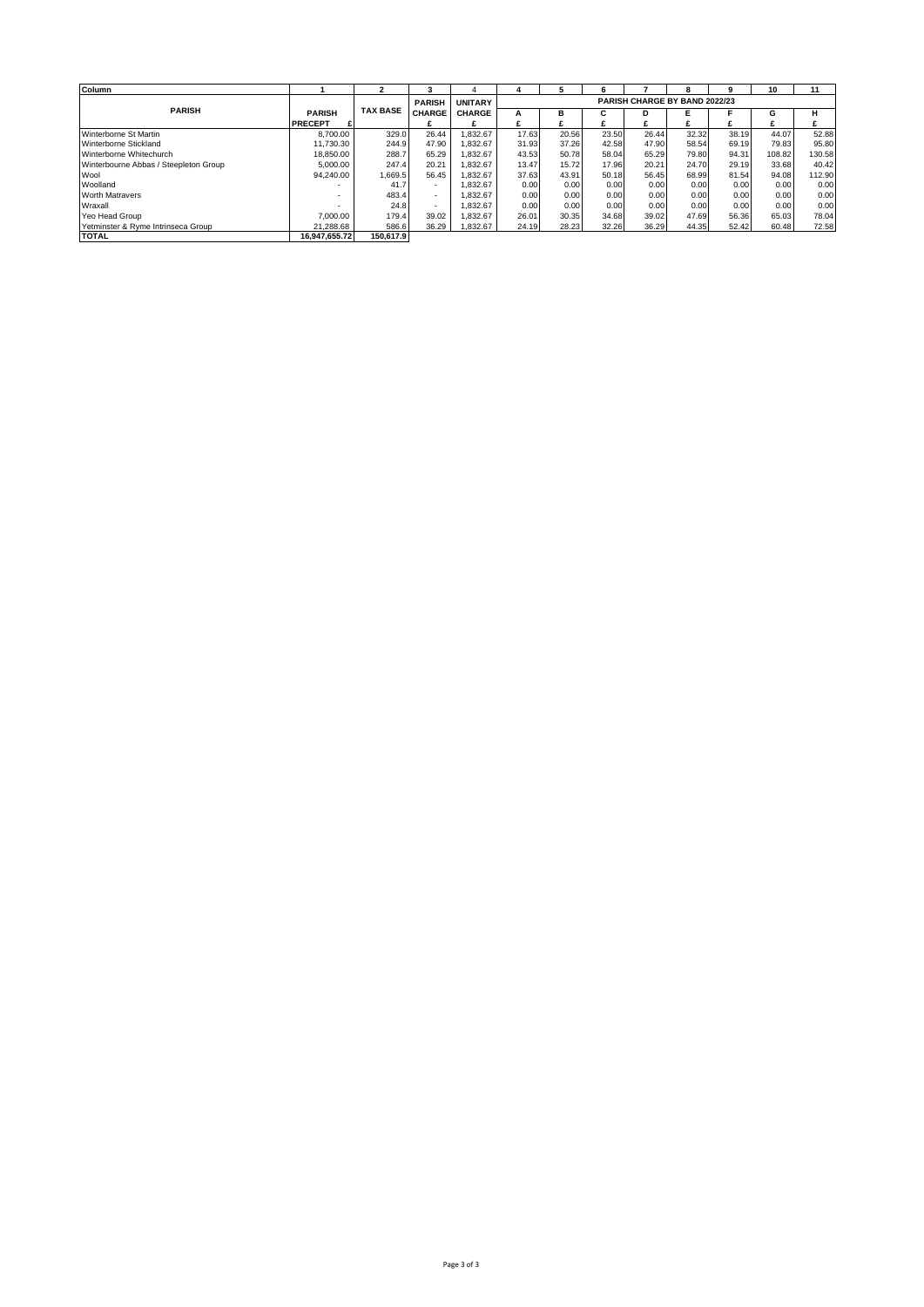| Column | 1 | 2 | 3 | 4 | 4 | 5 | 6 | 7 | 8 | 9 | 10 | 11 |
|---|---|---|---|---|---|---|---|---|---|---|---|---|
| PARISH | PARISH | TAX BASE | PARISH | UNITARY | PARISH CHARGE BY BAND 2022/23 | | | | | | | |
| | PRECEPT £ | | CHARGE | CHARGE | A | B | C | D | E | F | G | H |
| | | | £ | £ | £ | £ | £ | £ | £ | £ | £ | £ |
| Winterborne St Martin | 8,700.00 | 329.0 | 26.44 | 1,832.67 | 17.63 | 20.56 | 23.50 | 26.44 | 32.32 | 38.19 | 44.07 | 52.88 |
| Winterborne Stickland | 11,730.30 | 244.9 | 47.90 | 1,832.67 | 31.93 | 37.26 | 42.58 | 47.90 | 58.54 | 69.19 | 79.83 | 95.80 |
| Winterborne Whitechurch | 18,850.00 | 288.7 | 65.29 | 1,832.67 | 43.53 | 50.78 | 58.04 | 65.29 | 79.80 | 94.31 | 108.82 | 130.58 |
| Winterbourne Abbas / Steepleton Group | 5,000.00 | 247.4 | 20.21 | 1,832.67 | 13.47 | 15.72 | 17.96 | 20.21 | 24.70 | 29.19 | 33.68 | 40.42 |
| Wool | 94,240.00 | 1,669.5 | 56.45 | 1,832.67 | 37.63 | 43.91 | 50.18 | 56.45 | 68.99 | 81.54 | 94.08 | 112.90 |
| Woolland | - | 41.7 | - | 1,832.67 | 0.00 | 0.00 | 0.00 | 0.00 | 0.00 | 0.00 | 0.00 | 0.00 |
| Worth Matravers | - | 483.4 | - | 1,832.67 | 0.00 | 0.00 | 0.00 | 0.00 | 0.00 | 0.00 | 0.00 | 0.00 |
| Wraxall | - | 24.8 | - | 1,832.67 | 0.00 | 0.00 | 0.00 | 0.00 | 0.00 | 0.00 | 0.00 | 0.00 |
| Yeo Head Group | 7,000.00 | 179.4 | 39.02 | 1,832.67 | 26.01 | 30.35 | 34.68 | 39.02 | 47.69 | 56.36 | 65.03 | 78.04 |
| Yetminster & Ryme Intrinseca Group | 21,288.68 | 586.6 | 36.29 | 1,832.67 | 24.19 | 28.23 | 32.26 | 36.29 | 44.35 | 52.42 | 60.48 | 72.58 |
| **TOTAL** | **16,947,655.72** | **150,617.9** | | | | | | | | | | |